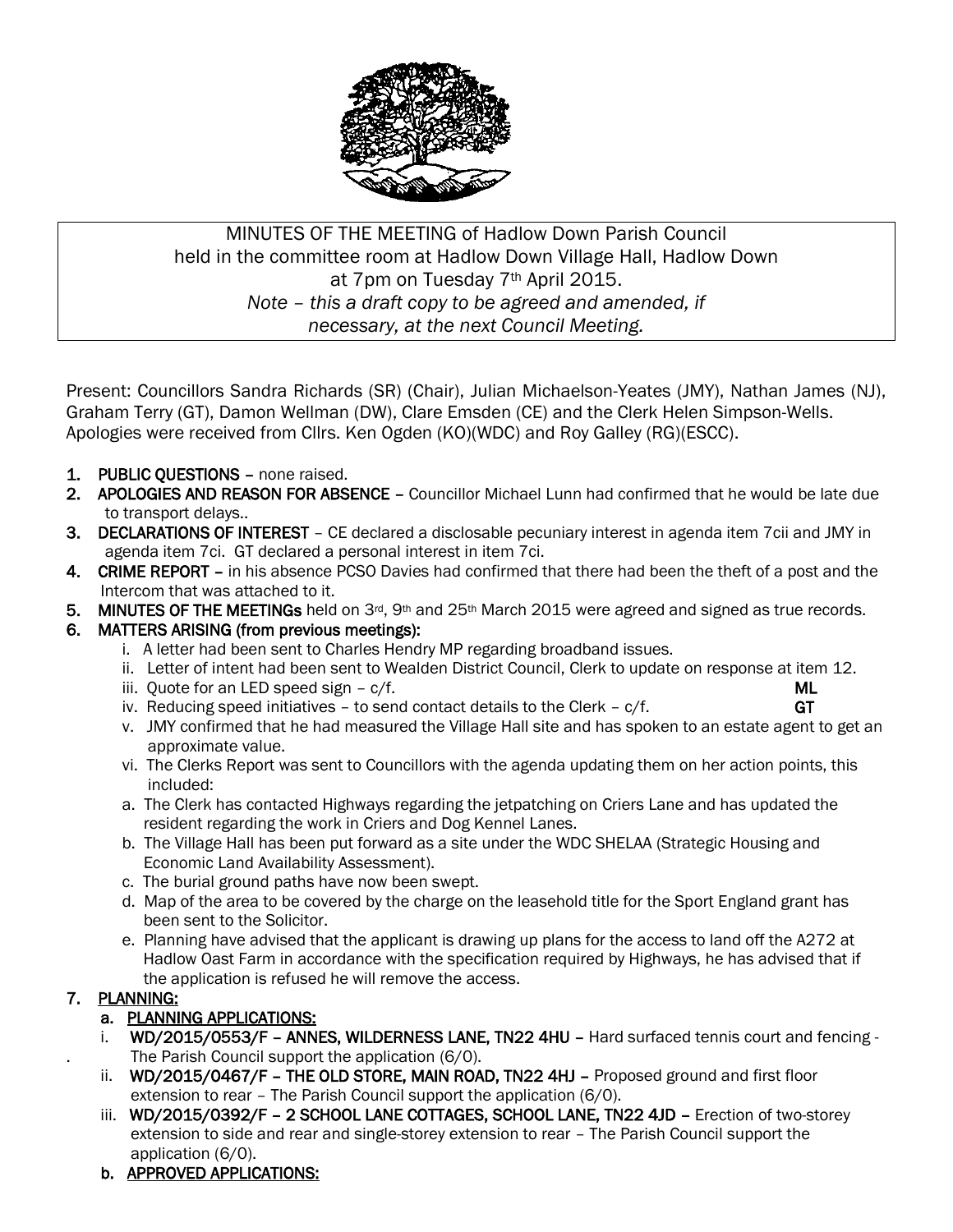MINUTES OF THE MEETING of Hadlow Down Parish Council
held in the committee room at Hadlow Down Village Hall, Hadlow Down
at 7pm on Tuesday 7th April 2015.
*Note – this a draft copy to be agreed and amended, if necessary, at the next Council Meeting.*

Present: Councillors Sandra Richards (SR) (Chair), Julian Michaelson-Yeates (JMY), Nathan James (NJ), Graham Terry (GT), Damon Wellman (DW), Clare Emsden (CE) and the Clerk Helen Simpson-Wells. Apologies were received from Cllrs. Ken Ogden (KO)(WDC) and Roy Galley (RG)(ESCC).

1. **PUBLIC QUESTIONS** – none raised.
2. **APOLOGIES AND REASON FOR ABSENCE** – Councillor Michael Lunn had confirmed that he would be late due to transport delays..
3. **DECLARATIONS OF INTEREST** – CE declared a disclosable pecuniary interest in agenda item 7cii and JMY in agenda item 7ci. GT declared a personal interest in item 7ci.
4. **CRIME REPORT** – in his absence PCSO Davies had confirmed that there had been the theft of a post and the Intercom that was attached to it.
5. **MINUTES OF THE MEETINGs** held on 3rd, 9th and 25th March 2015 were agreed and signed as true records.
6. **MATTERS ARISING (from previous meetings):**
   - i. A letter had been sent to Charles Hendry MP regarding broadband issues.
   - ii. Letter of intent had been sent to Wealden District Council, Clerk to update on response at item 12.
   - iii. Quote for an LED speed sign – c/f. **ML**
   - iv. Reducing speed initiatives – to send contact details to the Clerk – c/f. **GT**
   - v. JMY confirmed that he had measured the Village Hall site and has spoken to an estate agent to get an approximate value.
   - vi. The Clerks Report was sent to Councillors with the agenda updating them on her action points, this included:
   - a. The Clerk has contacted Highways regarding the jetpatching on Criers Lane and has updated the resident regarding the work in Criers and Dog Kennel Lanes.
   - b. The Village Hall has been put forward as a site under the WDC SHELAA (Strategic Housing and Economic Land Availability Assessment).
   - c. The burial ground paths have now been swept.
   - d. Map of the area to be covered by the charge on the leasehold title for the Sport England grant has been sent to the Solicitor.
   - e. Planning have advised that the applicant is drawing up plans for the access to land off the A272 at Hadlow Oast Farm in accordance with the specification required by Highways, he has advised that if the application is refused he will remove the access.
7. **PLANNING:**
   - a. **PLANNING APPLICATIONS:**
     - i. **WD/2015/0553/F – ANNES, WILDERNESS LANE, TN22 4HU –** Hard surfaced tennis court and fencing - The Parish Council support the application (6/0).
     - ii. **WD/2015/0467/F – THE OLD STORE, MAIN ROAD, TN22 4HJ –** Proposed ground and first floor extension to rear – The Parish Council support the application (6/0).
     - iii. **WD/2015/0392/F – 2 SCHOOL LANE COTTAGES, SCHOOL LANE, TN22 4JD –** Erection of two-storey extension to side and rear and single-storey extension to rear – The Parish Council support the application (6/0).
   - b. **APPROVED APPLICATIONS:**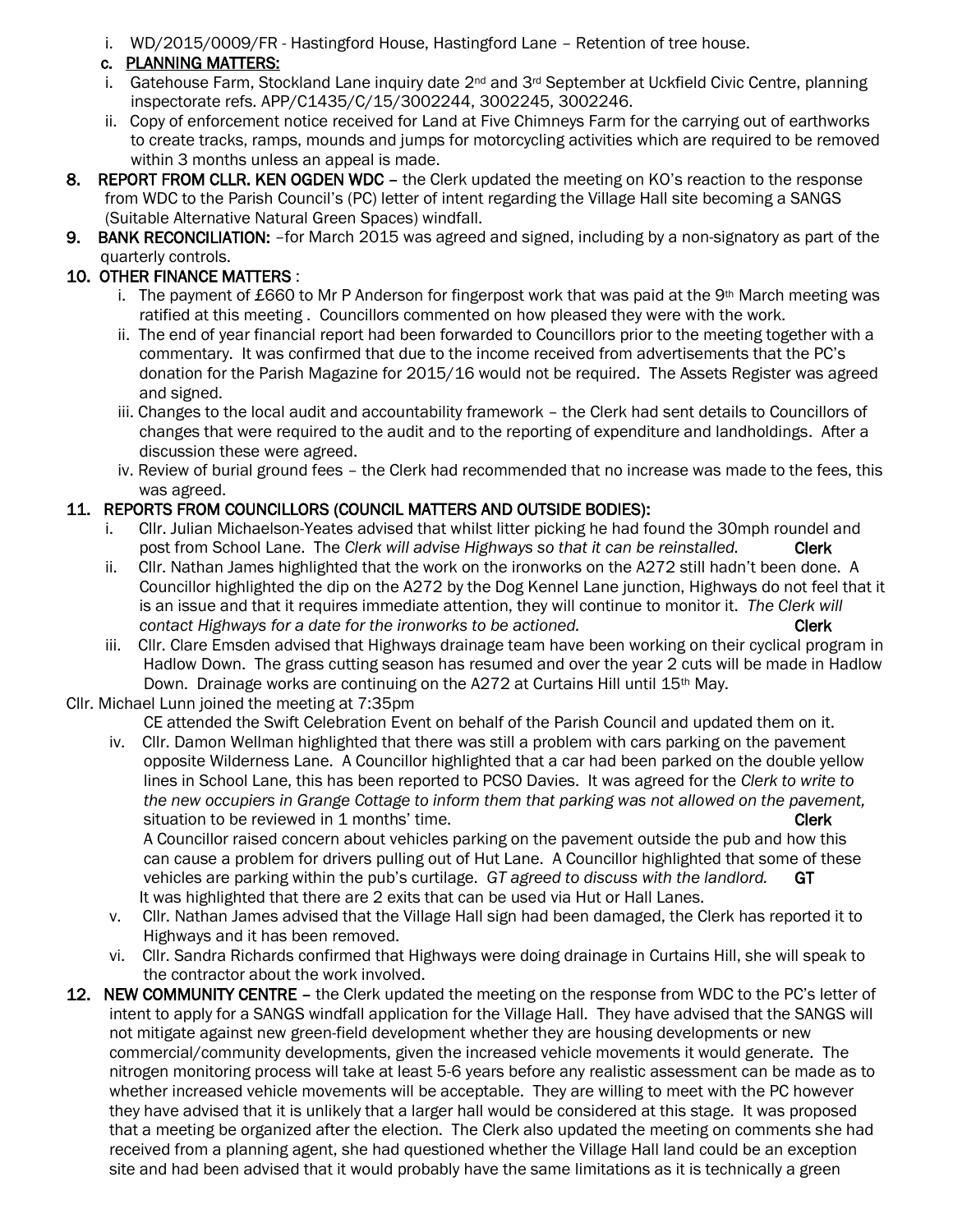i. WD/2015/0009/FR - Hastingford House, Hastingford Lane – Retention of tree house.

**c. PLANNING MATTERS:**

i. Gatehouse Farm, Stockland Lane inquiry date 2nd and 3rd September at Uckfield Civic Centre, planning inspectorate refs. APP/C1435/C/15/3002244, 3002245, 3002246.

ii. Copy of enforcement notice received for Land at Five Chimneys Farm for the carrying out of earthworks to create tracks, ramps, mounds and jumps for motorcycling activities which are required to be removed within 3 months unless an appeal is made.

**8. REPORT FROM CLLR. KEN OGDEN WDC** – the Clerk updated the meeting on KO's reaction to the response from WDC to the Parish Council's (PC) letter of intent regarding the Village Hall site becoming a SANGS (Suitable Alternative Natural Green Spaces) windfall.

**9. BANK RECONCILIATION:** –for March 2015 was agreed and signed, including by a non-signatory as part of the quarterly controls.

**10. OTHER FINANCE MATTERS** :

i. The payment of £660 to Mr P Anderson for fingerpost work that was paid at the 9th March meeting was ratified at this meeting . Councillors commented on how pleased they were with the work.

ii. The end of year financial report had been forwarded to Councillors prior to the meeting together with a commentary. It was confirmed that due to the income received from advertisements that the PC's donation for the Parish Magazine for 2015/16 would not be required. The Assets Register was agreed and signed.

iii. Changes to the local audit and accountability framework – the Clerk had sent details to Councillors of changes that were required to the audit and to the reporting of expenditure and landholdings. After a discussion these were agreed.

iv. Review of burial ground fees – the Clerk had recommended that no increase was made to the fees, this was agreed.

**11. REPORTS FROM COUNCILLORS (COUNCIL MATTERS AND OUTSIDE BODIES):**

i. Cllr. Julian Michaelson-Yeates advised that whilst litter picking he had found the 30mph roundel and post from School Lane. The *Clerk will advise Highways so that it can be reinstalled.* **Clerk**

ii. Cllr. Nathan James highlighted that the work on the ironworks on the A272 still hadn't been done. A Councillor highlighted the dip on the A272 by the Dog Kennel Lane junction, Highways do not feel that it is an issue and that it requires immediate attention, they will continue to monitor it. *The Clerk will contact Highways for a date for the ironworks to be actioned.* **Clerk**

iii. Cllr. Clare Emsden advised that Highways drainage team have been working on their cyclical program in Hadlow Down. The grass cutting season has resumed and over the year 2 cuts will be made in Hadlow Down. Drainage works are continuing on the A272 at Curtains Hill until 15th May.

Cllr. Michael Lunn joined the meeting at 7:35pm

CE attended the Swift Celebration Event on behalf of the Parish Council and updated them on it.

iv. Cllr. Damon Wellman highlighted that there was still a problem with cars parking on the pavement opposite Wilderness Lane. A Councillor highlighted that a car had been parked on the double yellow lines in School Lane, this has been reported to PCSO Davies. It was agreed for the *Clerk to write to the new occupiers in Grange Cottage to inform them that parking was not allowed on the pavement,* situation to be reviewed in 1 months' time. **Clerk**

A Councillor raised concern about vehicles parking on the pavement outside the pub and how this can cause a problem for drivers pulling out of Hut Lane. A Councillor highlighted that some of these vehicles are parking within the pub's curtilage. *GT agreed to discuss with the landlord.* **GT**

It was highlighted that there are 2 exits that can be used via Hut or Hall Lanes.

v. Cllr. Nathan James advised that the Village Hall sign had been damaged, the Clerk has reported it to Highways and it has been removed.

vi. Cllr. Sandra Richards confirmed that Highways were doing drainage in Curtains Hill, she will speak to the contractor about the work involved.

**12. NEW COMMUNITY CENTRE** – the Clerk updated the meeting on the response from WDC to the PC's letter of intent to apply for a SANGS windfall application for the Village Hall. They have advised that the SANGS will not mitigate against new green-field development whether they are housing developments or new commercial/community developments, given the increased vehicle movements it would generate. The nitrogen monitoring process will take at least 5-6 years before any realistic assessment can be made as to whether increased vehicle movements will be acceptable. They are willing to meet with the PC however they have advised that it is unlikely that a larger hall would be considered at this stage. It was proposed that a meeting be organized after the election. The Clerk also updated the meeting on comments she had received from a planning agent, she had questioned whether the Village Hall land could be an exception site and had been advised that it would probably have the same limitations as it is technically a green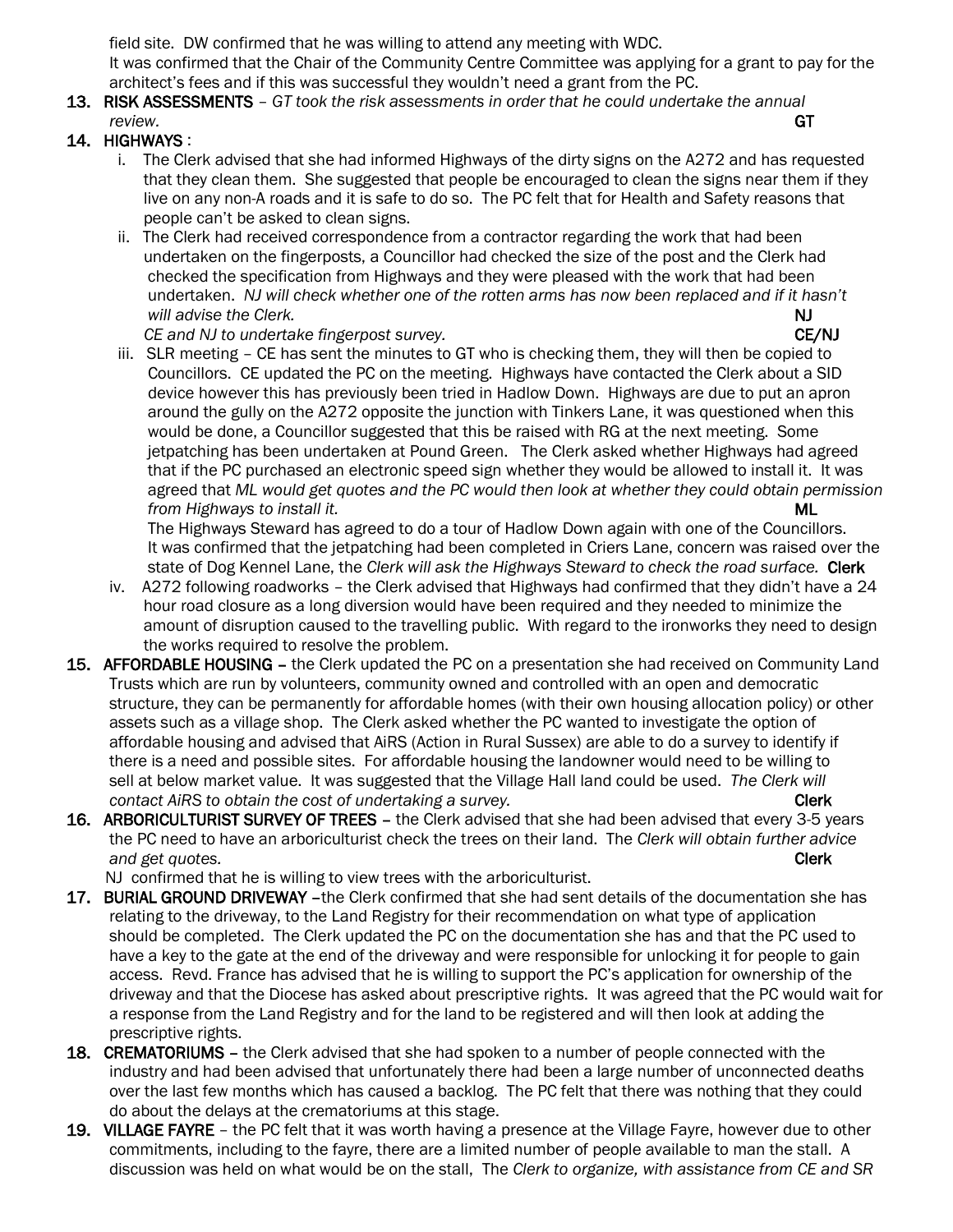field site. DW confirmed that he was willing to attend any meeting with WDC.
It was confirmed that the Chair of the Community Centre Committee was applying for a grant to pay for the architect's fees and if this was successful they wouldn't need a grant from the PC.

13. **RISK ASSESSMENTS** – *GT took the risk assessments in order that he could undertake the annual review.* **GT**

14. **HIGHWAYS** :
    i. The Clerk advised that she had informed Highways of the dirty signs on the A272 and has requested that they clean them. She suggested that people be encouraged to clean the signs near them if they live on any non-A roads and it is safe to do so. The PC felt that for Health and Safety reasons that people can't be asked to clean signs.
    ii. The Clerk had received correspondence from a contractor regarding the work that had been undertaken on the fingerposts, a Councillor had checked the size of the post and the Clerk had checked the specification from Highways and they were pleased with the work that had been undertaken. *NJ will check whether one of the rotten arms has now been replaced and if it hasn't will advise the Clerk.* **NJ**
    *CE and NJ to undertake fingerpost survey.* **CE/NJ**
    iii. SLR meeting – CE has sent the minutes to GT who is checking them, they will then be copied to Councillors. CE updated the PC on the meeting. Highways have contacted the Clerk about a SID device however this has previously been tried in Hadlow Down. Highways are due to put an apron around the gully on the A272 opposite the junction with Tinkers Lane, it was questioned when this would be done, a Councillor suggested that this be raised with RG at the next meeting. Some jetpatching has been undertaken at Pound Green. The Clerk asked whether Highways had agreed that if the PC purchased an electronic speed sign whether they would be allowed to install it. It was agreed that *ML would get quotes and the PC would then look at whether they could obtain permission from Highways to install it.* **ML**
    The Highways Steward has agreed to do a tour of Hadlow Down again with one of the Councillors. It was confirmed that the jetpatching had been completed in Criers Lane, concern was raised over the state of Dog Kennel Lane, the *Clerk will ask the Highways Steward to check the road surface.* **Clerk**
    iv. A272 following roadworks – the Clerk advised that Highways had confirmed that they didn't have a 24 hour road closure as a long diversion would have been required and they needed to minimize the amount of disruption caused to the travelling public. With regard to the ironworks they need to design the works required to resolve the problem.

15. **AFFORDABLE HOUSING** – the Clerk updated the PC on a presentation she had received on Community Land Trusts which are run by volunteers, community owned and controlled with an open and democratic structure, they can be permanently for affordable homes (with their own housing allocation policy) or other assets such as a village shop. The Clerk asked whether the PC wanted to investigate the option of affordable housing and advised that AiRS (Action in Rural Sussex) are able to do a survey to identify if there is a need and possible sites. For affordable housing the landowner would need to be willing to sell at below market value. It was suggested that the Village Hall land could be used. *The Clerk will contact AiRS to obtain the cost of undertaking a survey.* **Clerk**

16. **ARBORICULTURIST SURVEY OF TREES** – the Clerk advised that she had been advised that every 3-5 years the PC need to have an arboriculturist check the trees on their land. The *Clerk will obtain further advice and get quotes.* **Clerk**
    NJ confirmed that he is willing to view trees with the arboriculturist.

17. **BURIAL GROUND DRIVEWAY** –the Clerk confirmed that she had sent details of the documentation she has relating to the driveway, to the Land Registry for their recommendation on what type of application should be completed. The Clerk updated the PC on the documentation she has and that the PC used to have a key to the gate at the end of the driveway and were responsible for unlocking it for people to gain access. Revd. France has advised that he is willing to support the PC's application for ownership of the driveway and that the Diocese has asked about prescriptive rights. It was agreed that the PC would wait for a response from the Land Registry and for the land to be registered and will then look at adding the prescriptive rights.

18. **CREMATORIUMS** – the Clerk advised that she had spoken to a number of people connected with the industry and had been advised that unfortunately there had been a large number of unconnected deaths over the last few months which has caused a backlog. The PC felt that there was nothing that they could do about the delays at the crematoriums at this stage.

19. **VILLAGE FAYRE** – the PC felt that it was worth having a presence at the Village Fayre, however due to other commitments, including to the fayre, there are a limited number of people available to man the stall. A discussion was held on what would be on the stall, The *Clerk to organize, with assistance from CE and SR*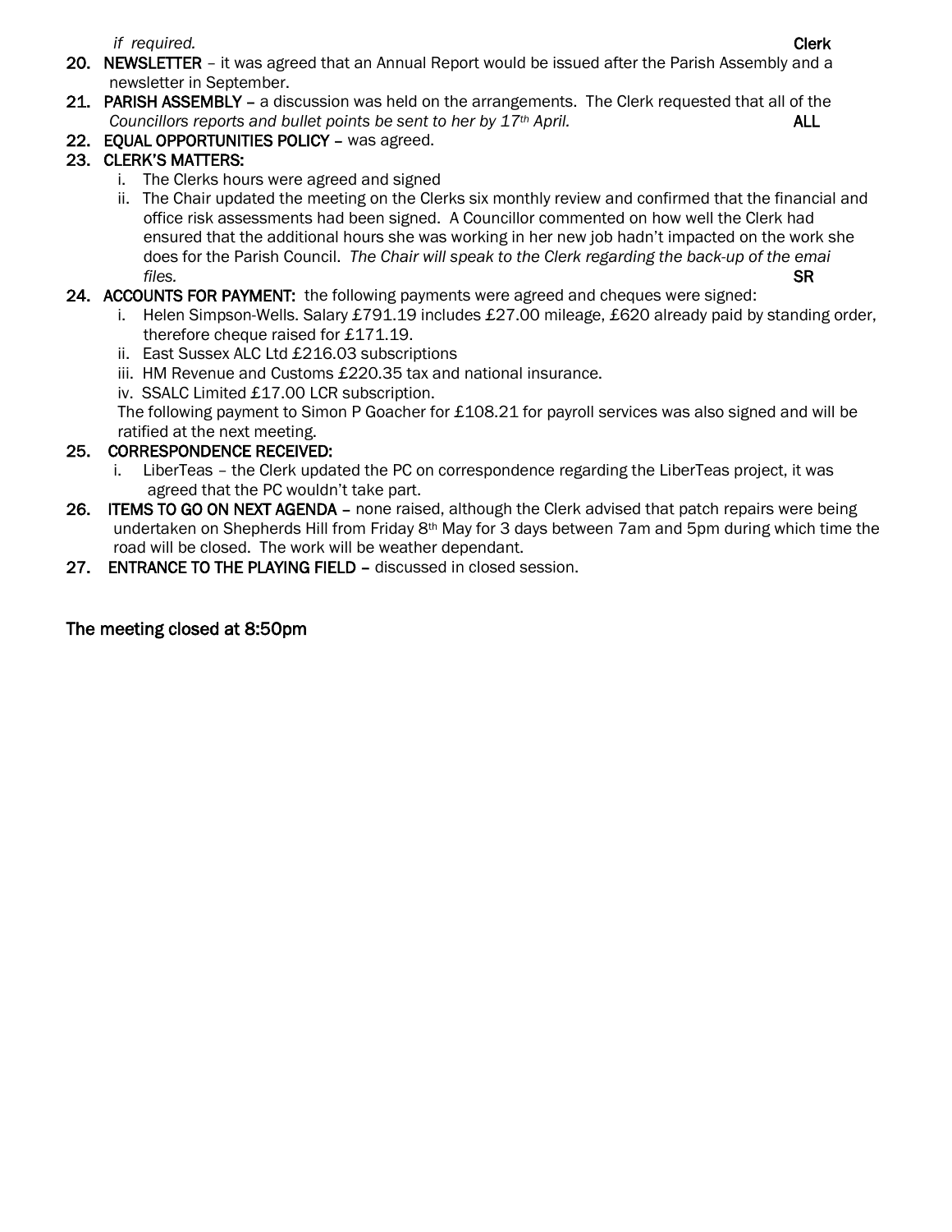*if required.* **Clerk**

**20. NEWSLETTER** – it was agreed that an Annual Report would be issued after the Parish Assembly and a newsletter in September.

**21. PARISH ASSEMBLY** – a discussion was held on the arrangements. The Clerk requested that all of the *Councillors reports and bullet points be sent to her by 17th April.* **ALL**

**22. EQUAL OPPORTUNITIES POLICY** – was agreed.

**23. CLERK'S MATTERS:**

i. The Clerks hours were agreed and signed

ii. The Chair updated the meeting on the Clerks six monthly review and confirmed that the financial and office risk assessments had been signed. A Councillor commented on how well the Clerk had ensured that the additional hours she was working in her new job hadn't impacted on the work she does for the Parish Council. *The Chair will speak to the Clerk regarding the back-up of the emai files.* **SR**

**24. ACCOUNTS FOR PAYMENT:** the following payments were agreed and cheques were signed:

i. Helen Simpson-Wells. Salary £791.19 includes £27.00 mileage, £620 already paid by standing order, therefore cheque raised for £171.19.

ii. East Sussex ALC Ltd £216.03 subscriptions

iii. HM Revenue and Customs £220.35 tax and national insurance.

iv. SSALC Limited £17.00 LCR subscription.

The following payment to Simon P Goacher for £108.21 for payroll services was also signed and will be ratified at the next meeting.

**25. CORRESPONDENCE RECEIVED:**

i. LiberTeas – the Clerk updated the PC on correspondence regarding the LiberTeas project, it was agreed that the PC wouldn't take part.

**26. ITEMS TO GO ON NEXT AGENDA** – none raised, although the Clerk advised that patch repairs were being undertaken on Shepherds Hill from Friday 8th May for 3 days between 7am and 5pm during which time the road will be closed. The work will be weather dependant.

**27. ENTRANCE TO THE PLAYING FIELD** – discussed in closed session.

The meeting closed at 8:50pm